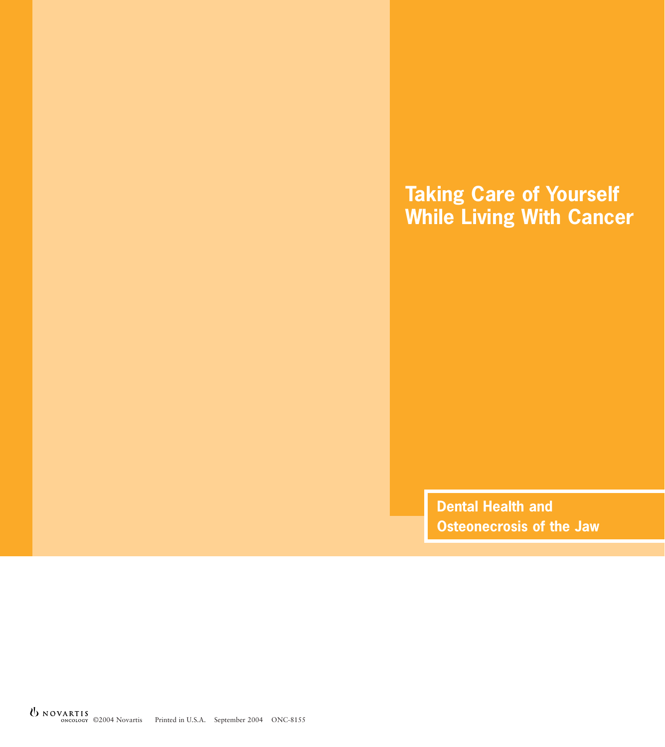# Taking Care of Yourself While Living With Cancer

## Dental Health and Osteonecrosis of the Jaw

NOVARTIS ONCOLOGY ©2004 Novartis Printed in U.S.A. September 2004 ONC-8155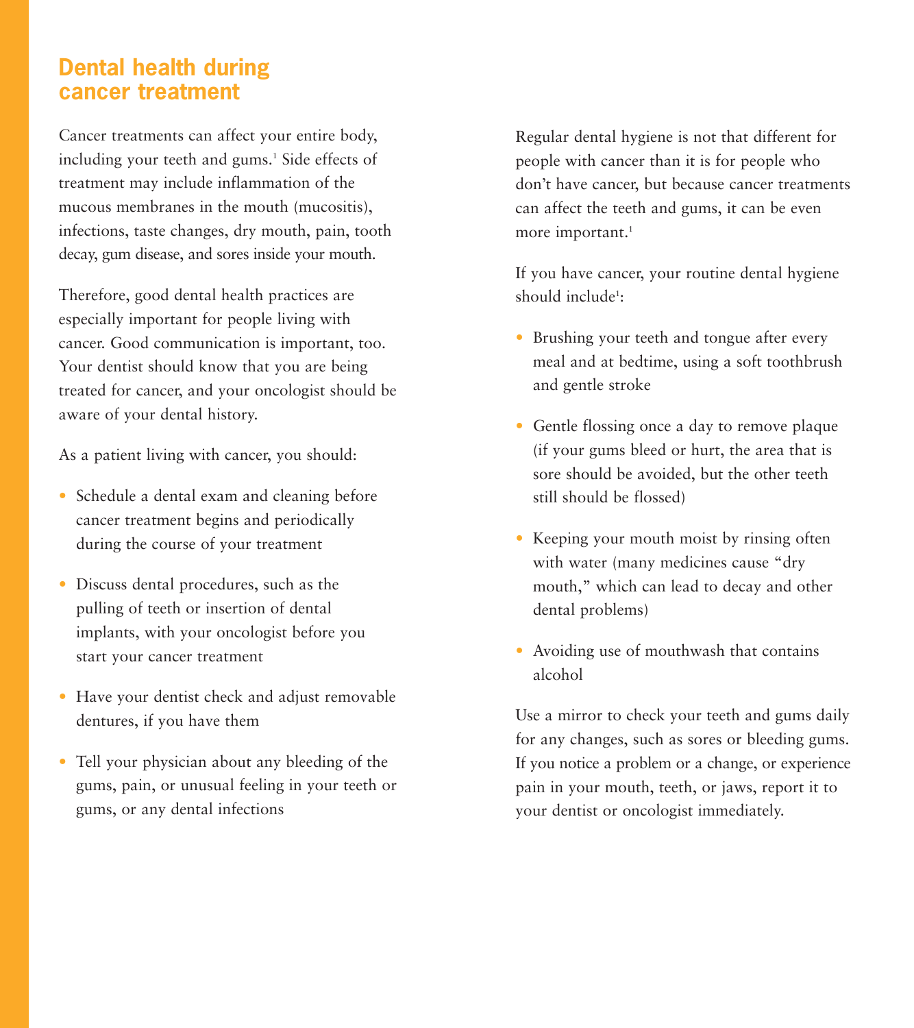## Dental health during cancer treatment

Cancer treatments can affect your entire body, including your teeth and gums.[1] Side effects of treatment may include inflammation of the mucous membranes in the mouth (mucositis), infections, taste changes, dry mouth, pain, tooth decay, gum disease, and sores inside your mouth.

Therefore, good dental health practices are especially important for people living with cancer. Good communication is important, too. Your dentist should know that you are being treated for cancer, and your oncologist should be aware of your dental history.

As a patient living with cancer, you should:

- Schedule a dental exam and cleaning before cancer treatment begins and periodically during the course of your treatment
- Discuss dental procedures, such as the pulling of teeth or insertion of dental implants, with your oncologist before you start your cancer treatment
- Have your dentist check and adjust removable dentures, if you have them
- Tell your physician about any bleeding of the gums, pain, or unusual feeling in your teeth or gums, or any dental infections

Regular dental hygiene is not that different for people with cancer than it is for people who don't have cancer, but because cancer treatments can affect the teeth and gums, it can be even more important.[1]

If you have cancer, your routine dental hygiene should include[1]:

- Brushing your teeth and tongue after every meal and at bedtime, using a soft toothbrush and gentle stroke
- Gentle flossing once a day to remove plaque (if your gums bleed or hurt, the area that is sore should be avoided, but the other teeth still should be flossed)
- Keeping your mouth moist by rinsing often with water (many medicines cause "dry mouth," which can lead to decay and other dental problems)
- Avoiding use of mouthwash that contains alcohol

Use a mirror to check your teeth and gums daily for any changes, such as sores or bleeding gums. If you notice a problem or a change, or experience pain in your mouth, teeth, or jaws, report it to your dentist or oncologist immediately.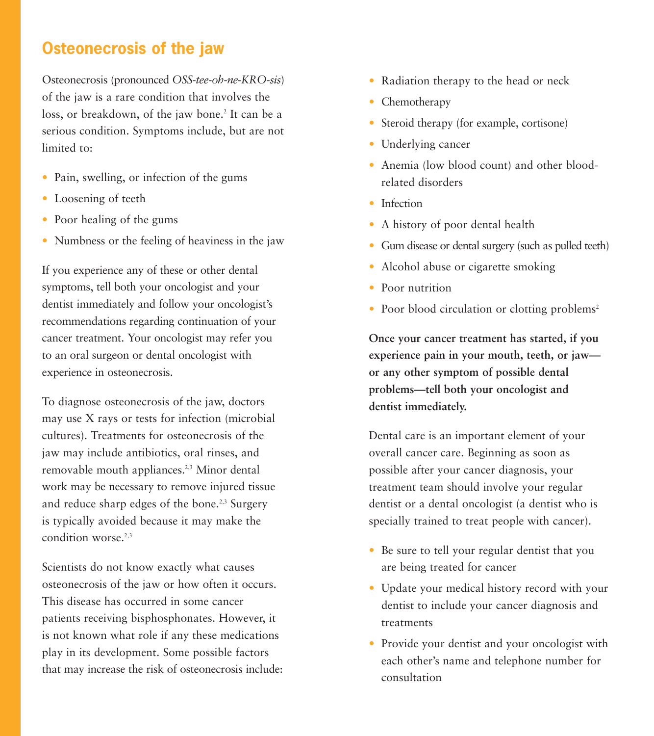## Osteonecrosis of the jaw

Osteonecrosis (pronounced *OSS-tee-oh-ne-KRO-sis*) of the jaw is a rare condition that involves the loss, or breakdown, of the jaw bone.[2] It can be a serious condition. Symptoms include, but are not limited to:

- Pain, swelling, or infection of the gums
- Loosening of teeth
- Poor healing of the gums
- Numbness or the feeling of heaviness in the jaw

If you experience any of these or other dental symptoms, tell both your oncologist and your dentist immediately and follow your oncologist's recommendations regarding continuation of your cancer treatment. Your oncologist may refer you to an oral surgeon or dental oncologist with experience in osteonecrosis.

To diagnose osteonecrosis of the jaw, doctors may use X rays or tests for infection (microbial cultures). Treatments for osteonecrosis of the jaw may include antibiotics, oral rinses, and removable mouth appliances.[2,3] Minor dental work may be necessary to remove injured tissue and reduce sharp edges of the bone.[2,3] Surgery is typically avoided because it may make the condition worse.[2,3]

Scientists do not know exactly what causes osteonecrosis of the jaw or how often it occurs. This disease has occurred in some cancer patients receiving bisphosphonates. However, it is not known what role if any these medications play in its development. Some possible factors that may increase the risk of osteonecrosis include:

- Radiation therapy to the head or neck
- Chemotherapy
- Steroid therapy (for example, cortisone)
- Underlying cancer
- Anemia (low blood count) and other blood-related disorders
- Infection
- A history of poor dental health
- Gum disease or dental surgery (such as pulled teeth)
- Alcohol abuse or cigarette smoking
- Poor nutrition
- Poor blood circulation or clotting problems[2]

**Once your cancer treatment has started, if you experience pain in your mouth, teeth, or jaw—or any other symptom of possible dental problems—tell both your oncologist and dentist immediately.**

Dental care is an important element of your overall cancer care. Beginning as soon as possible after your cancer diagnosis, your treatment team should involve your regular dentist or a dental oncologist (a dentist who is specially trained to treat people with cancer).

- Be sure to tell your regular dentist that you are being treated for cancer
- Update your medical history record with your dentist to include your cancer diagnosis and treatments
- Provide your dentist and your oncologist with each other's name and telephone number for consultation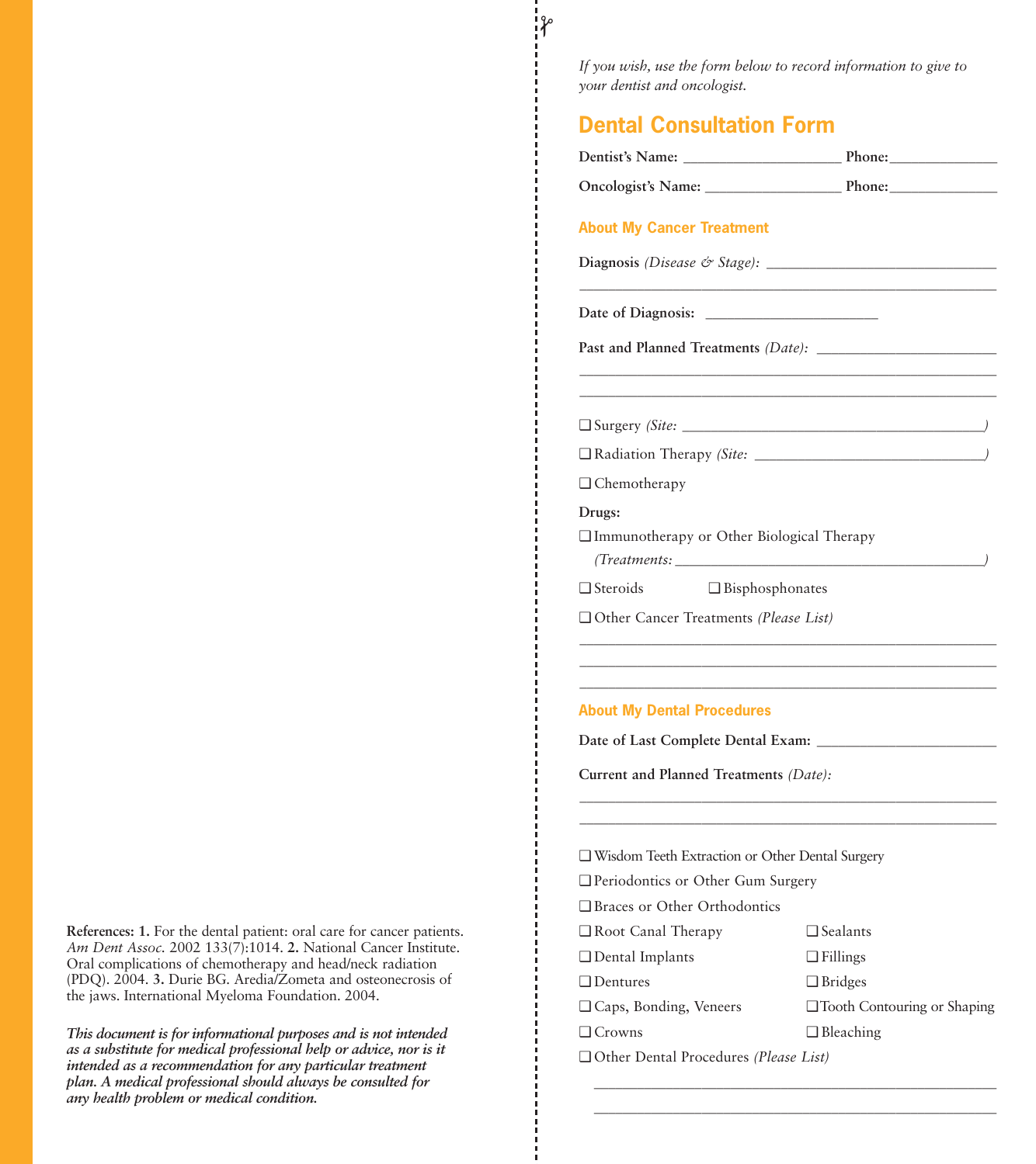*If you wish, use the form below to record information to give to your dentist and oncologist.*

## Dental Consultation Form

**Dentist's Name:** ____________________ **Phone:**______________

**Oncologist's Name:** _________________ **Phone:**______________

### About My Cancer Treatment

**Diagnosis** *(Disease & Stage):* ______________________________

______________________________________________________

**Date of Diagnosis:** ______________________

**Past and Planned Treatments** *(Date):* ________________________

______________________________________________________

______________________________________________________

❑ Surgery *(Site: _______________________________________)*

❑ Radiation Therapy *(Site: ______________________________)*

❑ Chemotherapy

**Drugs:**

❑ Immunotherapy or Other Biological Therapy
*(Treatments: ________________________________________)*

❑ Steroids ❑ Bisphosphonates

❑ Other Cancer Treatments *(Please List)*

______________________________________________________

______________________________________________________

______________________________________________________

### About My Dental Procedures

**Date of Last Complete Dental Exam:** ______________________

**Current and Planned Treatments** *(Date):*

______________________________________________________

______________________________________________________

❑ Wisdom Teeth Extraction or Other Dental Surgery

❑ Periodontics or Other Gum Surgery

❑ Braces or Other Orthodontics

❑ Root Canal Therapy ❑ Sealants

❑ Dental Implants ❑ Fillings

❑ Dentures ❑ Bridges

❑ Caps, Bonding, Veneers ❑ Tooth Contouring or Shaping

❑ Crowns ❑ Bleaching

❑ Other Dental Procedures *(Please List)*

______________________________________________________

______________________________________________________

**References: 1.** For the dental patient: oral care for cancer patients. *Am Dent Assoc.* 2002 133(7):1014. **2.** National Cancer Institute. Oral complications of chemotherapy and head/neck radiation (PDQ). 2004. **3.** Durie BG. Aredia/Zometa and osteonecrosis of the jaws. International Myeloma Foundation. 2004.

***This document is for informational purposes and is not intended as a substitute for medical professional help or advice, nor is it intended as a recommendation for any particular treatment plan. A medical professional should always be consulted for any health problem or medical condition.***